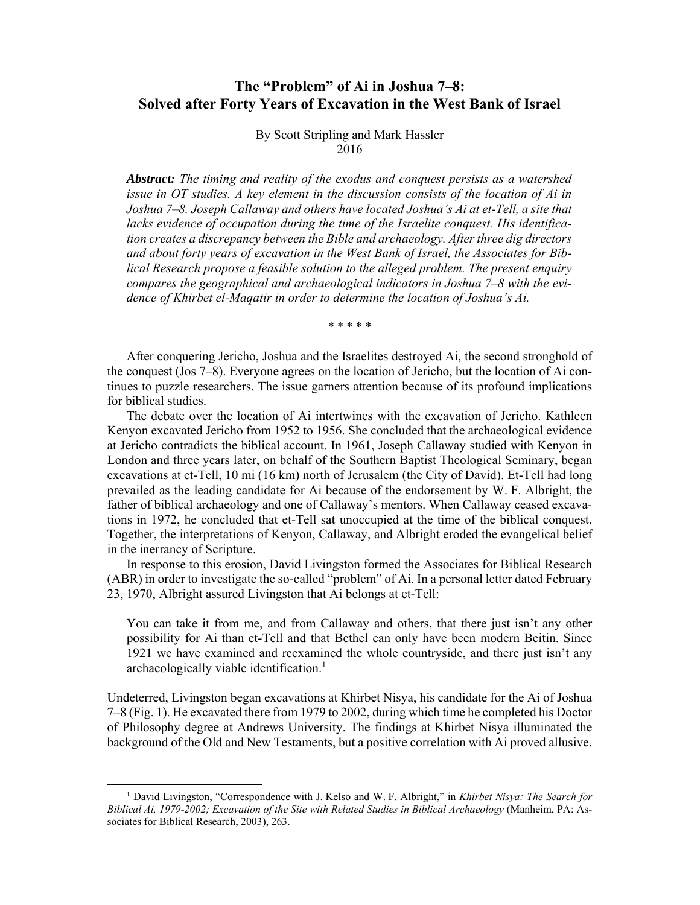# The "Problem" of Ai in Joshua 7–8: Solved after Forty Years of Excavation in the West Bank of Israel

By Scott Stripling and Mark Hassler
2016

***Abstract:*** *The timing and reality of the exodus and conquest persists as a watershed issue in OT studies. A key element in the discussion consists of the location of Ai in Joshua 7–8. Joseph Callaway and others have located Joshua's Ai at et-Tell, a site that lacks evidence of occupation during the time of the Israelite conquest. His identification creates a discrepancy between the Bible and archaeology. After three dig directors and about forty years of excavation in the West Bank of Israel, the Associates for Biblical Research propose a feasible solution to the alleged problem. The present enquiry compares the geographical and archaeological indicators in Joshua 7–8 with the evidence of Khirbet el-Maqatir in order to determine the location of Joshua's Ai.*

\* \* \* \* \*

After conquering Jericho, Joshua and the Israelites destroyed Ai, the second stronghold of the conquest (Jos 7–8). Everyone agrees on the location of Jericho, but the location of Ai continues to puzzle researchers. The issue garners attention because of its profound implications for biblical studies.

The debate over the location of Ai intertwines with the excavation of Jericho. Kathleen Kenyon excavated Jericho from 1952 to 1956. She concluded that the archaeological evidence at Jericho contradicts the biblical account. In 1961, Joseph Callaway studied with Kenyon in London and three years later, on behalf of the Southern Baptist Theological Seminary, began excavations at et-Tell, 10 mi (16 km) north of Jerusalem (the City of David). Et-Tell had long prevailed as the leading candidate for Ai because of the endorsement by W. F. Albright, the father of biblical archaeology and one of Callaway's mentors. When Callaway ceased excavations in 1972, he concluded that et-Tell sat unoccupied at the time of the biblical conquest. Together, the interpretations of Kenyon, Callaway, and Albright eroded the evangelical belief in the inerrancy of Scripture.

In response to this erosion, David Livingston formed the Associates for Biblical Research (ABR) in order to investigate the so-called "problem" of Ai. In a personal letter dated February 23, 1970, Albright assured Livingston that Ai belongs at et-Tell:

> You can take it from me, and from Callaway and others, that there just isn't any other possibility for Ai than et-Tell and that Bethel can only have been modern Beitin. Since 1921 we have examined and reexamined the whole countryside, and there just isn't any archaeologically viable identification.[1]

Undeterred, Livingston began excavations at Khirbet Nisya, his candidate for the Ai of Joshua 7–8 (Fig. 1). He excavated there from 1979 to 2002, during which time he completed his Doctor of Philosophy degree at Andrews University. The findings at Khirbet Nisya illuminated the background of the Old and New Testaments, but a positive correlation with Ai proved allusive.

[1] David Livingston, "Correspondence with J. Kelso and W. F. Albright," in *Khirbet Nisya: The Search for Biblical Ai, 1979-2002; Excavation of the Site with Related Studies in Biblical Archaeology* (Manheim, PA: Associates for Biblical Research, 2003), 263.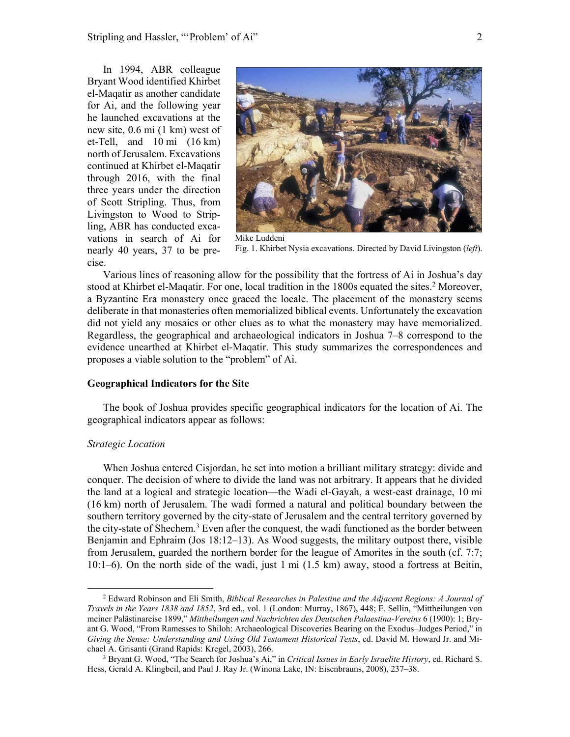In 1994, ABR colleague Bryant Wood identified Khirbet el-Maqatir as another candidate for Ai, and the following year he launched excavations at the new site, 0.6 mi (1 km) west of et-Tell, and 10 mi (16 km) north of Jerusalem. Excavations continued at Khirbet el-Maqatir through 2016, with the final three years under the direction of Scott Stripling. Thus, from Livingston to Wood to Stripling, ABR has conducted excavations in search of Ai for nearly 40 years, 37 to be precise.

Mike Luddeni
Fig. 1. Khirbet Nysia excavations. Directed by David Livingston (*left*).

Various lines of reasoning allow for the possibility that the fortress of Ai in Joshua's day stood at Khirbet el-Maqatir. For one, local tradition in the 1800s equated the sites.[2] Moreover, a Byzantine Era monastery once graced the locale. The placement of the monastery seems deliberate in that monasteries often memorialized biblical events. Unfortunately the excavation did not yield any mosaics or other clues as to what the monastery may have memorialized. Regardless, the geographical and archaeological indicators in Joshua 7–8 correspond to the evidence unearthed at Khirbet el-Maqatir. This study summarizes the correspondences and proposes a viable solution to the "problem" of Ai.

## Geographical Indicators for the Site

The book of Joshua provides specific geographical indicators for the location of Ai. The geographical indicators appear as follows:

### *Strategic Location*

When Joshua entered Cisjordan, he set into motion a brilliant military strategy: divide and conquer. The decision of where to divide the land was not arbitrary. It appears that he divided the land at a logical and strategic location—the Wadi el-Gayah, a west-east drainage, 10 mi (16 km) north of Jerusalem. The wadi formed a natural and political boundary between the southern territory governed by the city-state of Jerusalem and the central territory governed by the city-state of Shechem.[3] Even after the conquest, the wadi functioned as the border between Benjamin and Ephraim (Jos 18:12–13). As Wood suggests, the military outpost there, visible from Jerusalem, guarded the northern border for the league of Amorites in the south (cf. 7:7; 10:1–6). On the north side of the wadi, just 1 mi (1.5 km) away, stood a fortress at Beitin,

---

[2] Edward Robinson and Eli Smith, *Biblical Researches in Palestine and the Adjacent Regions: A Journal of Travels in the Years 1838 and 1852*, 3rd ed., vol. 1 (London: Murray, 1867), 448; E. Sellin, "Mittheilungen von meiner Palästinareise 1899," *Mittheilungen und Nachrichten des Deutschen Palaestina-Vereins* 6 (1900): 1; Bryant G. Wood, "From Ramesses to Shiloh: Archaeological Discoveries Bearing on the Exodus–Judges Period," in *Giving the Sense: Understanding and Using Old Testament Historical Texts*, ed. David M. Howard Jr. and Michael A. Grisanti (Grand Rapids: Kregel, 2003), 266.

[3] Bryant G. Wood, "The Search for Joshua's Ai," in *Critical Issues in Early Israelite History*, ed. Richard S. Hess, Gerald A. Klingbeil, and Paul J. Ray Jr. (Winona Lake, IN: Eisenbrauns, 2008), 237–38.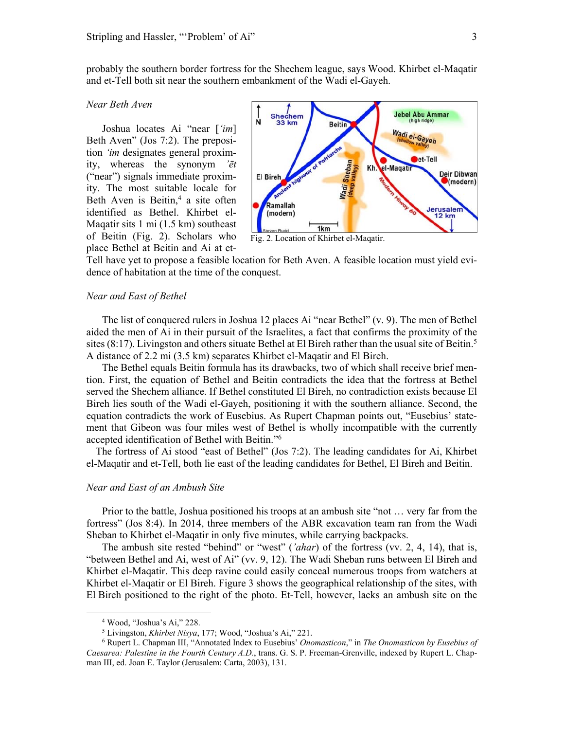probably the southern border fortress for the Shechem league, says Wood. Khirbet el-Maqatir and et-Tell both sit near the southern embankment of the Wadi el-Gayeh.

*Near Beth Aven*

Joshua locates Ai "near [*ʿim*] Beth Aven" (Jos 7:2). The preposition *ʿim* designates general proximity, whereas the synonym *ʾēt* ("near") signals immediate proximity. The most suitable locale for Beth Aven is Beitin,[4] a site often identified as Bethel. Khirbet el-Maqatir sits 1 mi (1.5 km) southeast of Beitin (Fig. 2). Scholars who place Bethel at Beitin and Ai at et-Tell have yet to propose a feasible location for Beth Aven. A feasible location must yield evidence of habitation at the time of the conquest.

Fig. 2. Location of Khirbet el-Maqatir.

*Near and East of Bethel*

The list of conquered rulers in Joshua 12 places Ai "near Bethel" (v. 9). The men of Bethel aided the men of Ai in their pursuit of the Israelites, a fact that confirms the proximity of the sites (8:17). Livingston and others situate Bethel at El Bireh rather than the usual site of Beitin.[5] A distance of 2.2 mi (3.5 km) separates Khirbet el-Maqatir and El Bireh.

The Bethel equals Beitin formula has its drawbacks, two of which shall receive brief mention. First, the equation of Bethel and Beitin contradicts the idea that the fortress at Bethel served the Shechem alliance. If Bethel constituted El Bireh, no contradiction exists because El Bireh lies south of the Wadi el-Gayeh, positioning it with the southern alliance. Second, the equation contradicts the work of Eusebius. As Rupert Chapman points out, "Eusebius' statement that Gibeon was four miles west of Bethel is wholly incompatible with the currently accepted identification of Bethel with Beitin."[6]

The fortress of Ai stood "east of Bethel" (Jos 7:2). The leading candidates for Ai, Khirbet el-Maqatir and et-Tell, both lie east of the leading candidates for Bethel, El Bireh and Beitin.

*Near and East of an Ambush Site*

Prior to the battle, Joshua positioned his troops at an ambush site "not … very far from the fortress" (Jos 8:4). In 2014, three members of the ABR excavation team ran from the Wadi Sheban to Khirbet el-Maqatir in only five minutes, while carrying backpacks.

The ambush site rested "behind" or "west" (*ʾahar*) of the fortress (vv. 2, 4, 14), that is, "between Bethel and Ai, west of Ai" (vv. 9, 12). The Wadi Sheban runs between El Bireh and Khirbet el-Maqatir. This deep ravine could easily conceal numerous troops from watchers at Khirbet el-Maqatir or El Bireh. Figure 3 shows the geographical relationship of the sites, with El Bireh positioned to the right of the photo. Et-Tell, however, lacks an ambush site on the

---

[4] Wood, "Joshua's Ai," 228.

[5] Livingston, *Khirbet Nisya*, 177; Wood, "Joshua's Ai," 221.

[6] Rupert L. Chapman III, "Annotated Index to Eusebius' *Onomasticon*," in *The Onomasticon by Eusebius of Caesarea: Palestine in the Fourth Century A.D.*, trans. G. S. P. Freeman-Grenville, indexed by Rupert L. Chapman III, ed. Joan E. Taylor (Jerusalem: Carta, 2003), 131.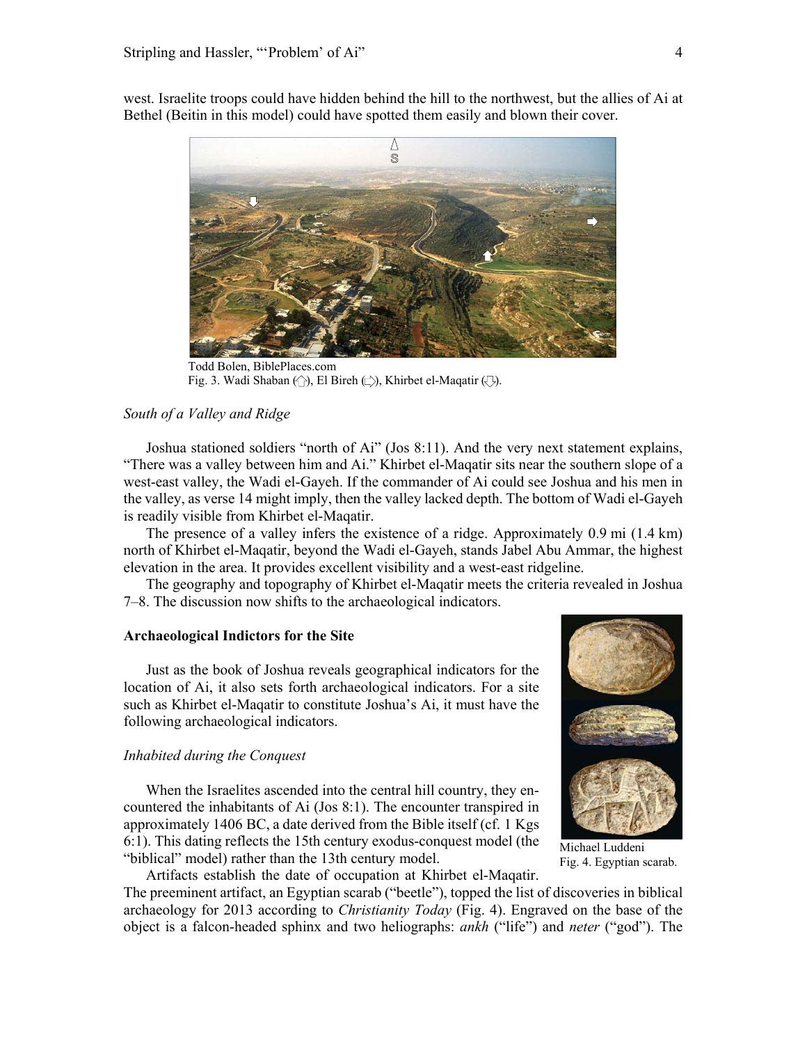west. Israelite troops could have hidden behind the hill to the northwest, but the allies of Ai at Bethel (Beitin in this model) could have spotted them easily and blown their cover.

Todd Bolen, BiblePlaces.com
Fig. 3. Wadi Shaban (⇧), El Bireh (⇨), Khirbet el-Maqatir (⇩).

*South of a Valley and Ridge*

Joshua stationed soldiers "north of Ai" (Jos 8:11). And the very next statement explains, "There was a valley between him and Ai." Khirbet el-Maqatir sits near the southern slope of a west-east valley, the Wadi el-Gayeh. If the commander of Ai could see Joshua and his men in the valley, as verse 14 might imply, then the valley lacked depth. The bottom of Wadi el-Gayeh is readily visible from Khirbet el-Maqatir.

The presence of a valley infers the existence of a ridge. Approximately 0.9 mi (1.4 km) north of Khirbet el-Maqatir, beyond the Wadi el-Gayeh, stands Jabel Abu Ammar, the highest elevation in the area. It provides excellent visibility and a west-east ridgeline.

The geography and topography of Khirbet el-Maqatir meets the criteria revealed in Joshua 7–8. The discussion now shifts to the archaeological indicators.

**Archaeological Indictors for the Site**

Just as the book of Joshua reveals geographical indicators for the location of Ai, it also sets forth archaeological indicators. For a site such as Khirbet el-Maqatir to constitute Joshua's Ai, it must have the following archaeological indicators.

*Inhabited during the Conquest*

When the Israelites ascended into the central hill country, they encountered the inhabitants of Ai (Jos 8:1). The encounter transpired in approximately 1406 BC, a date derived from the Bible itself (cf. 1 Kgs 6:1). This dating reflects the 15th century exodus-conquest model (the "biblical" model) rather than the 13th century model.

Michael Luddeni
Fig. 4. Egyptian scarab.

Artifacts establish the date of occupation at Khirbet el-Maqatir. The preeminent artifact, an Egyptian scarab ("beetle"), topped the list of discoveries in biblical archaeology for 2013 according to *Christianity Today* (Fig. 4). Engraved on the base of the object is a falcon-headed sphinx and two heliographs: *ankh* ("life") and *neter* ("god"). The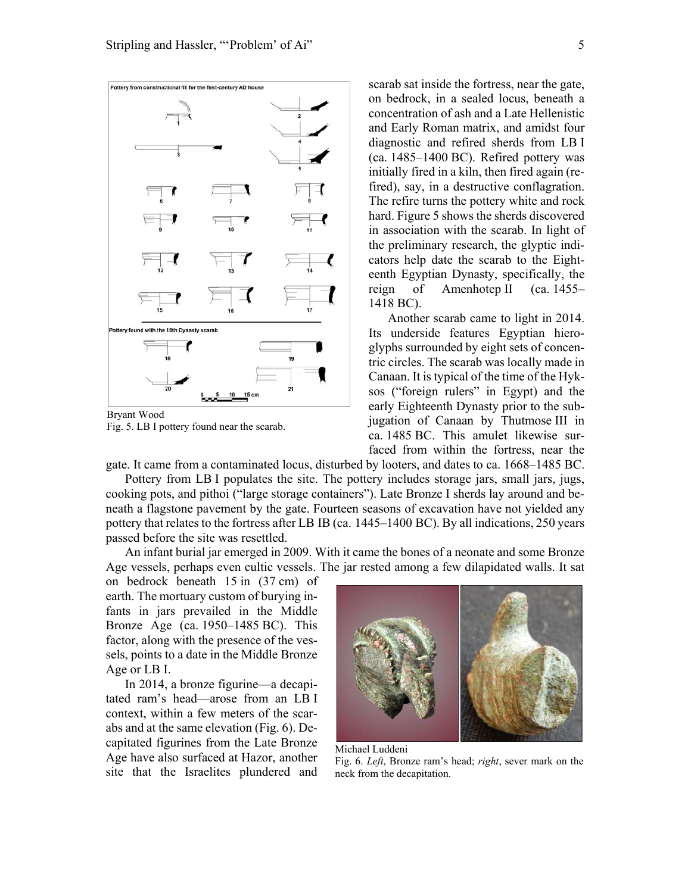scarab sat inside the fortress, near the gate, on bedrock, in a sealed locus, beneath a concentration of ash and a Late Hellenistic and Early Roman matrix, and amidst four diagnostic and refired sherds from LB I (ca. 1485–1400 BC). Refired pottery was initially fired in a kiln, then fired again (refired), say, in a destructive conflagration. The refire turns the pottery white and rock hard. Figure 5 shows the sherds discovered in association with the scarab. In light of the preliminary research, the glyptic indicators help date the scarab to the Eighteenth Egyptian Dynasty, specifically, the reign of Amenhotep II (ca. 1455–1418 BC).

Bryant Wood
Fig. 5. LB I pottery found near the scarab.

Another scarab came to light in 2014. Its underside features Egyptian hieroglyphs surrounded by eight sets of concentric circles. The scarab was locally made in Canaan. It is typical of the time of the Hyksos ("foreign rulers" in Egypt) and the early Eighteenth Dynasty prior to the subjugation of Canaan by Thutmose III in ca. 1485 BC. This amulet likewise surfaced from within the fortress, near the gate. It came from a contaminated locus, disturbed by looters, and dates to ca. 1668–1485 BC.

Pottery from LB I populates the site. The pottery includes storage jars, small jars, jugs, cooking pots, and pithoi ("large storage containers"). Late Bronze I sherds lay around and beneath a flagstone pavement by the gate. Fourteen seasons of excavation have not yielded any pottery that relates to the fortress after LB IB (ca. 1445–1400 BC). By all indications, 250 years passed before the site was resettled.

An infant burial jar emerged in 2009. With it came the bones of a neonate and some Bronze Age vessels, perhaps even cultic vessels. The jar rested among a few dilapidated walls. It sat on bedrock beneath 15 in (37 cm) of earth. The mortuary custom of burying infants in jars prevailed in the Middle Bronze Age (ca. 1950–1485 BC). This factor, along with the presence of the vessels, points to a date in the Middle Bronze Age or LB I.

In 2014, a bronze figurine—a decapitated ram's head—arose from an LB I context, within a few meters of the scarabs and at the same elevation (Fig. 6). Decapitated figurines from the Late Bronze Age have also surfaced at Hazor, another site that the Israelites plundered and

Michael Luddeni
Fig. 6. *Left*, Bronze ram's head; *right*, sever mark on the neck from the decapitation.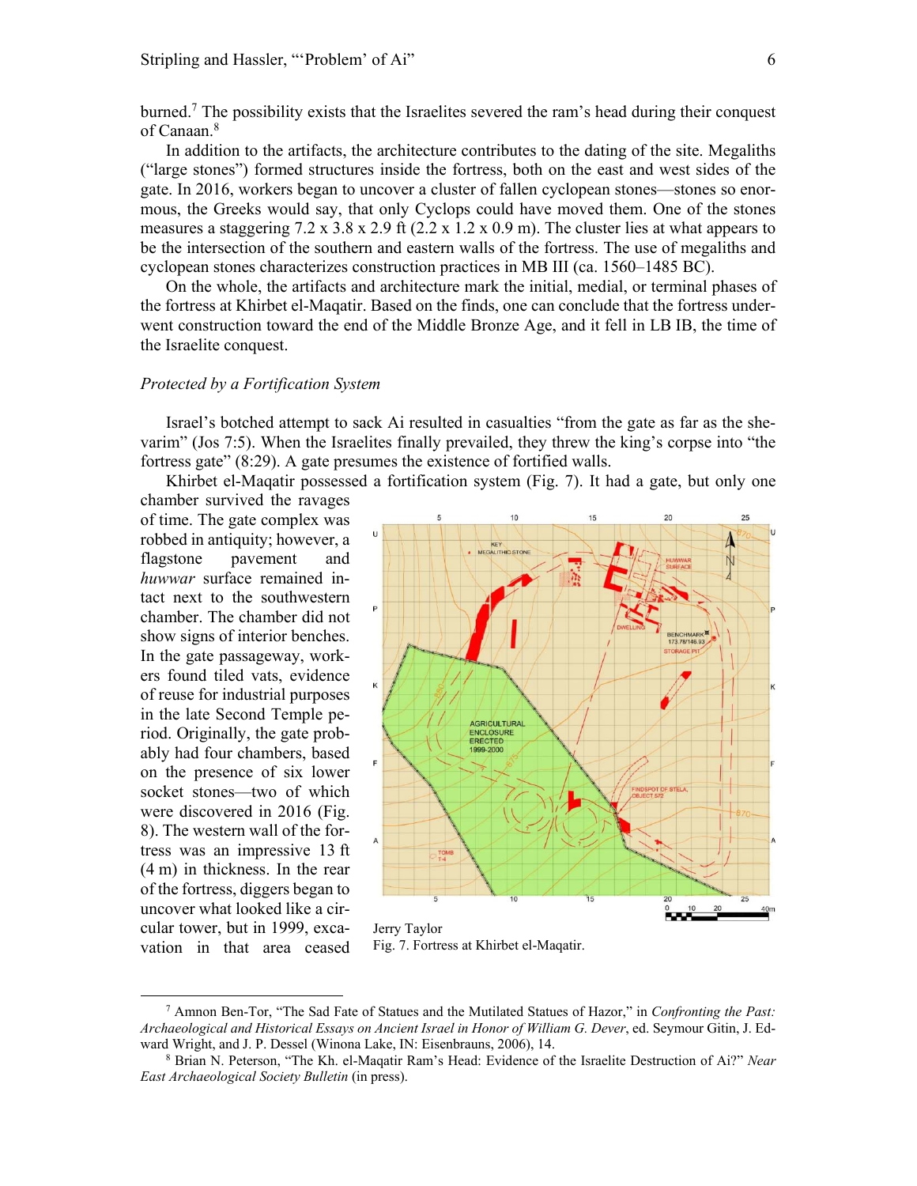burned.[7] The possibility exists that the Israelites severed the ram's head during their conquest of Canaan.[8]

In addition to the artifacts, the architecture contributes to the dating of the site. Megaliths ("large stones") formed structures inside the fortress, both on the east and west sides of the gate. In 2016, workers began to uncover a cluster of fallen cyclopean stones—stones so enormous, the Greeks would say, that only Cyclops could have moved them. One of the stones measures a staggering 7.2 x 3.8 x 2.9 ft (2.2 x 1.2 x 0.9 m). The cluster lies at what appears to be the intersection of the southern and eastern walls of the fortress. The use of megaliths and cyclopean stones characterizes construction practices in MB III (ca. 1560–1485 BC).

On the whole, the artifacts and architecture mark the initial, medial, or terminal phases of the fortress at Khirbet el-Maqatir. Based on the finds, one can conclude that the fortress underwent construction toward the end of the Middle Bronze Age, and it fell in LB IB, the time of the Israelite conquest.

### *Protected by a Fortification System*

Israel's botched attempt to sack Ai resulted in casualties "from the gate as far as the shevarim" (Jos 7:5). When the Israelites finally prevailed, they threw the king's corpse into "the fortress gate" (8:29). A gate presumes the existence of fortified walls.

Khirbet el-Maqatir possessed a fortification system (Fig. 7). It had a gate, but only one chamber survived the ravages of time. The gate complex was robbed in antiquity; however, a flagstone pavement and *huwwar* surface remained intact next to the southwestern chamber. The chamber did not show signs of interior benches. In the gate passageway, workers found tiled vats, evidence of reuse for industrial purposes in the late Second Temple period. Originally, the gate probably had four chambers, based on the presence of six lower socket stones—two of which were discovered in 2016 (Fig. 8). The western wall of the fortress was an impressive 13 ft (4 m) in thickness. In the rear of the fortress, diggers began to uncover what looked like a circular tower, but in 1999, excavation in that area ceased

Jerry Taylor
Fig. 7. Fortress at Khirbet el-Maqatir.

---

[7] Amnon Ben-Tor, "The Sad Fate of Statues and the Mutilated Statues of Hazor," in *Confronting the Past: Archaeological and Historical Essays on Ancient Israel in Honor of William G. Dever*, ed. Seymour Gitin, J. Edward Wright, and J. P. Dessel (Winona Lake, IN: Eisenbrauns, 2006), 14.

[8] Brian N. Peterson, "The Kh. el-Maqatir Ram's Head: Evidence of the Israelite Destruction of Ai?" *Near East Archaeological Society Bulletin* (in press).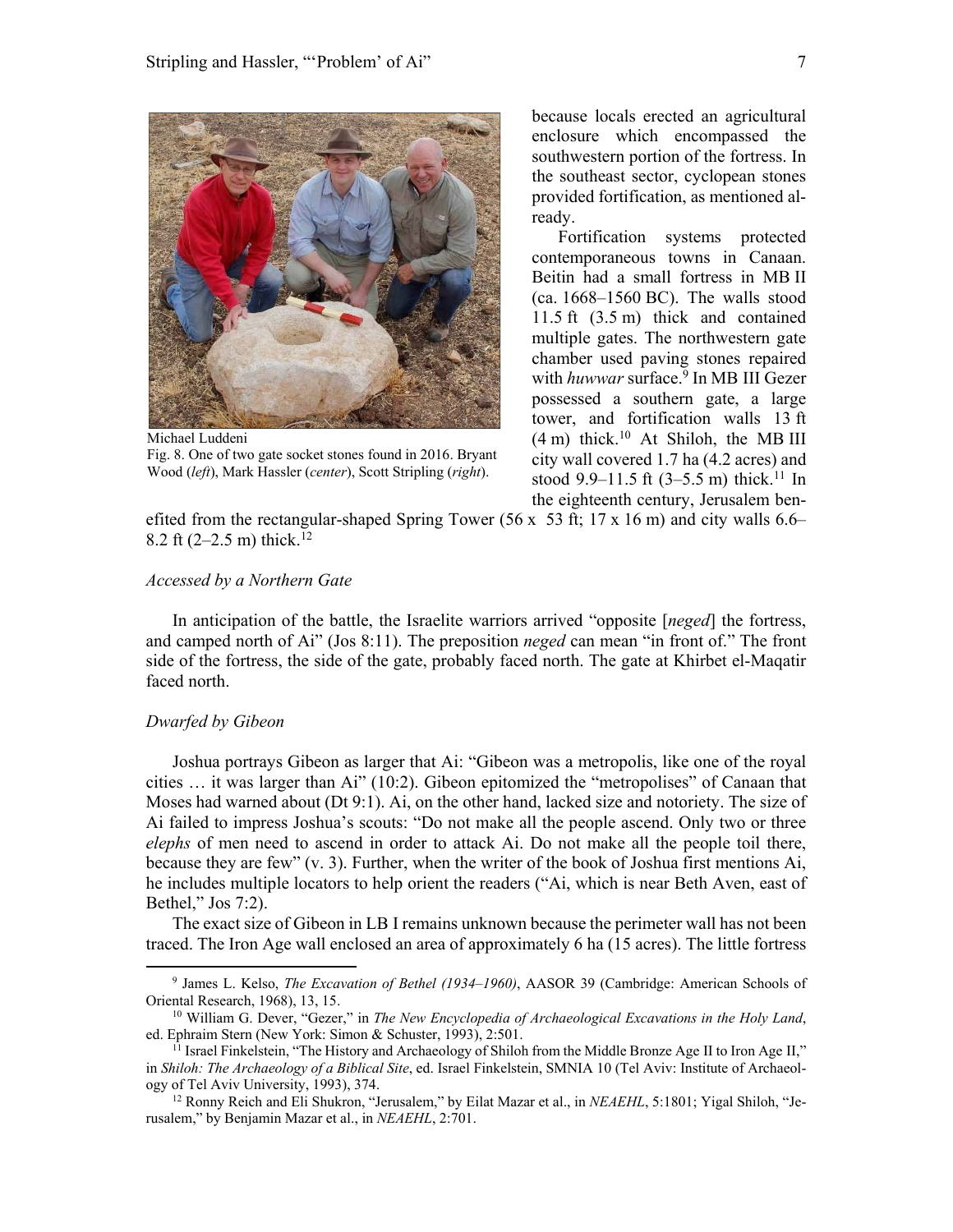Michael Luddeni

Fig. 8. One of two gate socket stones found in 2016. Bryant Wood (*left*), Mark Hassler (*center*), Scott Stripling (*right*).

because locals erected an agricultural enclosure which encompassed the southwestern portion of the fortress. In the southeast sector, cyclopean stones provided fortification, as mentioned already.

Fortification systems protected contemporaneous towns in Canaan. Beitin had a small fortress in MB II (ca. 1668–1560 BC). The walls stood 11.5 ft (3.5 m) thick and contained multiple gates. The northwestern gate chamber used paving stones repaired with *huwwar* surface.[9] In MB III Gezer possessed a southern gate, a large tower, and fortification walls 13 ft (4 m) thick.[10] At Shiloh, the MB III city wall covered 1.7 ha (4.2 acres) and stood 9.9–11.5 ft (3–5.5 m) thick.[11] In the eighteenth century, Jerusalem benefited from the rectangular-shaped Spring Tower (56 x 53 ft; 17 x 16 m) and city walls 6.6–8.2 ft (2–2.5 m) thick.[12]

### *Accessed by a Northern Gate*

In anticipation of the battle, the Israelite warriors arrived "opposite [*neged*] the fortress, and camped north of Ai" (Jos 8:11). The preposition *neged* can mean "in front of." The front side of the fortress, the side of the gate, probably faced north. The gate at Khirbet el-Maqatir faced north.

### *Dwarfed by Gibeon*

Joshua portrays Gibeon as larger that Ai: "Gibeon was a metropolis, like one of the royal cities … it was larger than Ai" (10:2). Gibeon epitomized the "metropolises" of Canaan that Moses had warned about (Dt 9:1). Ai, on the other hand, lacked size and notoriety. The size of Ai failed to impress Joshua's scouts: "Do not make all the people ascend. Only two or three *elephs* of men need to ascend in order to attack Ai. Do not make all the people toil there, because they are few" (v. 3). Further, when the writer of the book of Joshua first mentions Ai, he includes multiple locators to help orient the readers ("Ai, which is near Beth Aven, east of Bethel," Jos 7:2).

The exact size of Gibeon in LB I remains unknown because the perimeter wall has not been traced. The Iron Age wall enclosed an area of approximately 6 ha (15 acres). The little fortress

---

[9] James L. Kelso, *The Excavation of Bethel (1934–1960)*, AASOR 39 (Cambridge: American Schools of Oriental Research, 1968), 13, 15.

[10] William G. Dever, "Gezer," in *The New Encyclopedia of Archaeological Excavations in the Holy Land*, ed. Ephraim Stern (New York: Simon & Schuster, 1993), 2:501.

[11] Israel Finkelstein, "The History and Archaeology of Shiloh from the Middle Bronze Age II to Iron Age II," in *Shiloh: The Archaeology of a Biblical Site*, ed. Israel Finkelstein, SMNIA 10 (Tel Aviv: Institute of Archaeology of Tel Aviv University, 1993), 374.

[12] Ronny Reich and Eli Shukron, "Jerusalem," by Eilat Mazar et al., in *NEAEHL*, 5:1801; Yigal Shiloh, "Jerusalem," by Benjamin Mazar et al., in *NEAEHL*, 2:701.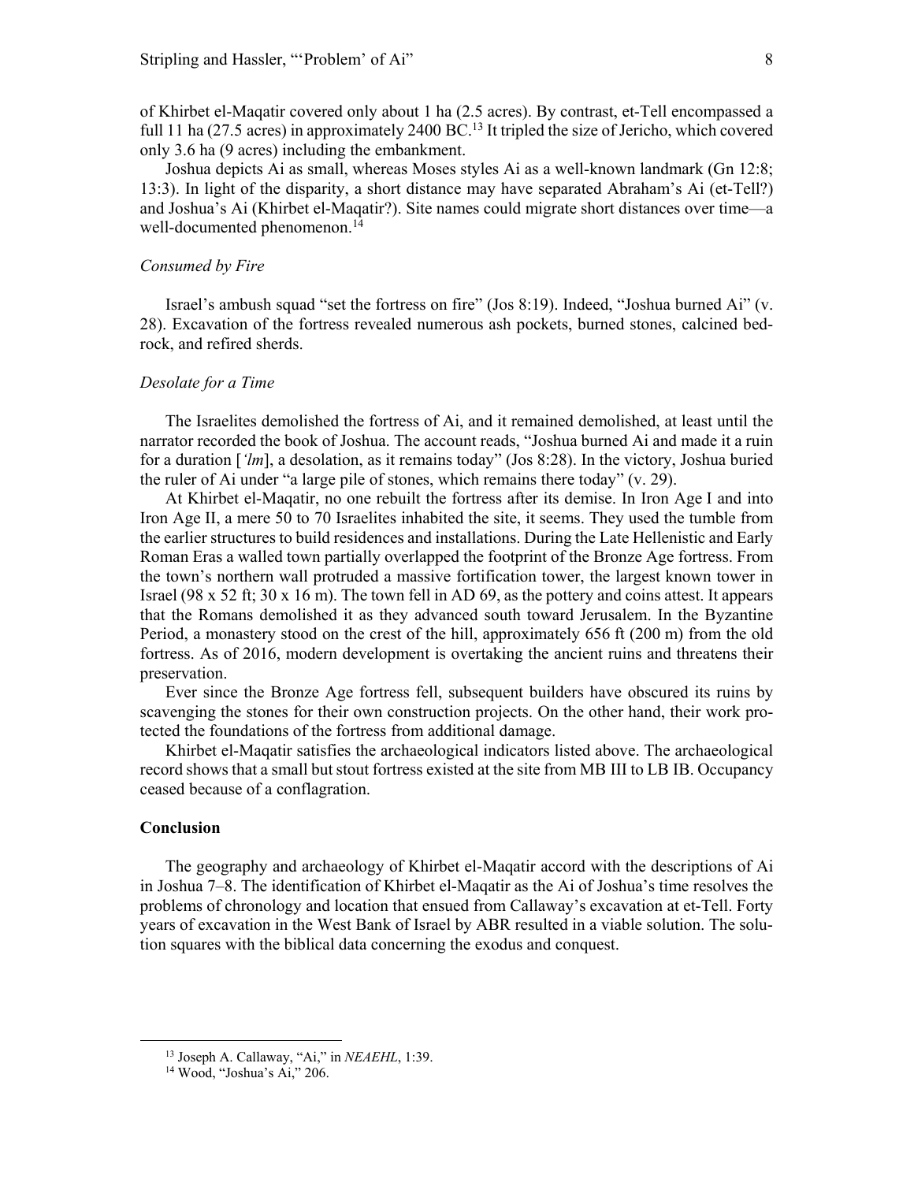of Khirbet el-Maqatir covered only about 1 ha (2.5 acres). By contrast, et-Tell encompassed a full 11 ha (27.5 acres) in approximately 2400 BC.[13] It tripled the size of Jericho, which covered only 3.6 ha (9 acres) including the embankment.

Joshua depicts Ai as small, whereas Moses styles Ai as a well-known landmark (Gn 12:8; 13:3). In light of the disparity, a short distance may have separated Abraham's Ai (et-Tell?) and Joshua's Ai (Khirbet el-Maqatir?). Site names could migrate short distances over time—a well-documented phenomenon.[14]

### *Consumed by Fire*

Israel's ambush squad "set the fortress on fire" (Jos 8:19). Indeed, "Joshua burned Ai" (v. 28). Excavation of the fortress revealed numerous ash pockets, burned stones, calcined bedrock, and refired sherds.

### *Desolate for a Time*

The Israelites demolished the fortress of Ai, and it remained demolished, at least until the narrator recorded the book of Joshua. The account reads, "Joshua burned Ai and made it a ruin for a duration [*'lm*], a desolation, as it remains today" (Jos 8:28). In the victory, Joshua buried the ruler of Ai under "a large pile of stones, which remains there today" (v. 29).

At Khirbet el-Maqatir, no one rebuilt the fortress after its demise. In Iron Age I and into Iron Age II, a mere 50 to 70 Israelites inhabited the site, it seems. They used the tumble from the earlier structures to build residences and installations. During the Late Hellenistic and Early Roman Eras a walled town partially overlapped the footprint of the Bronze Age fortress. From the town's northern wall protruded a massive fortification tower, the largest known tower in Israel (98 x 52 ft; 30 x 16 m). The town fell in AD 69, as the pottery and coins attest. It appears that the Romans demolished it as they advanced south toward Jerusalem. In the Byzantine Period, a monastery stood on the crest of the hill, approximately 656 ft (200 m) from the old fortress. As of 2016, modern development is overtaking the ancient ruins and threatens their preservation.

Ever since the Bronze Age fortress fell, subsequent builders have obscured its ruins by scavenging the stones for their own construction projects. On the other hand, their work protected the foundations of the fortress from additional damage.

Khirbet el-Maqatir satisfies the archaeological indicators listed above. The archaeological record shows that a small but stout fortress existed at the site from MB III to LB IB. Occupancy ceased because of a conflagration.

## **Conclusion**

The geography and archaeology of Khirbet el-Maqatir accord with the descriptions of Ai in Joshua 7–8. The identification of Khirbet el-Maqatir as the Ai of Joshua's time resolves the problems of chronology and location that ensued from Callaway's excavation at et-Tell. Forty years of excavation in the West Bank of Israel by ABR resulted in a viable solution. The solution squares with the biblical data concerning the exodus and conquest.

---

[13] Joseph A. Callaway, "Ai," in *NEAEHL*, 1:39.

[14] Wood, "Joshua's Ai," 206.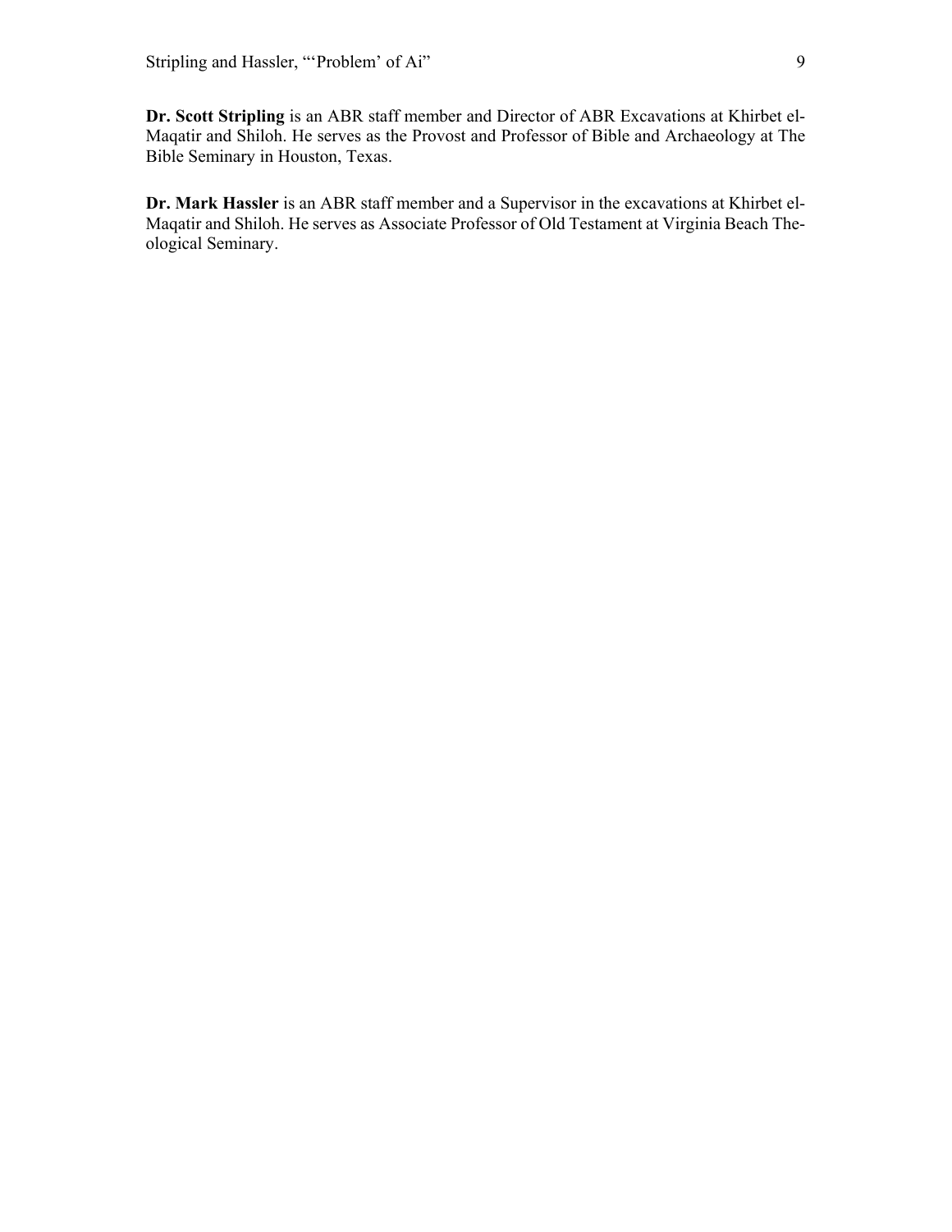**Dr. Scott Stripling** is an ABR staff member and Director of ABR Excavations at Khirbet el-Maqatir and Shiloh. He serves as the Provost and Professor of Bible and Archaeology at The Bible Seminary in Houston, Texas.

**Dr. Mark Hassler** is an ABR staff member and a Supervisor in the excavations at Khirbet el-Maqatir and Shiloh. He serves as Associate Professor of Old Testament at Virginia Beach Theological Seminary.